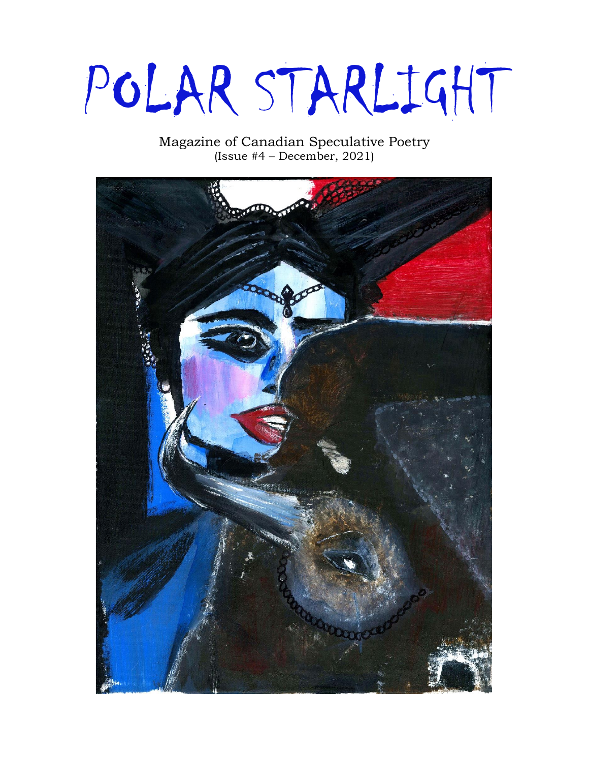# POLAR STARLIGHT

Magazine of Canadian Speculative Poetry
(Issue #4 – December, 2021)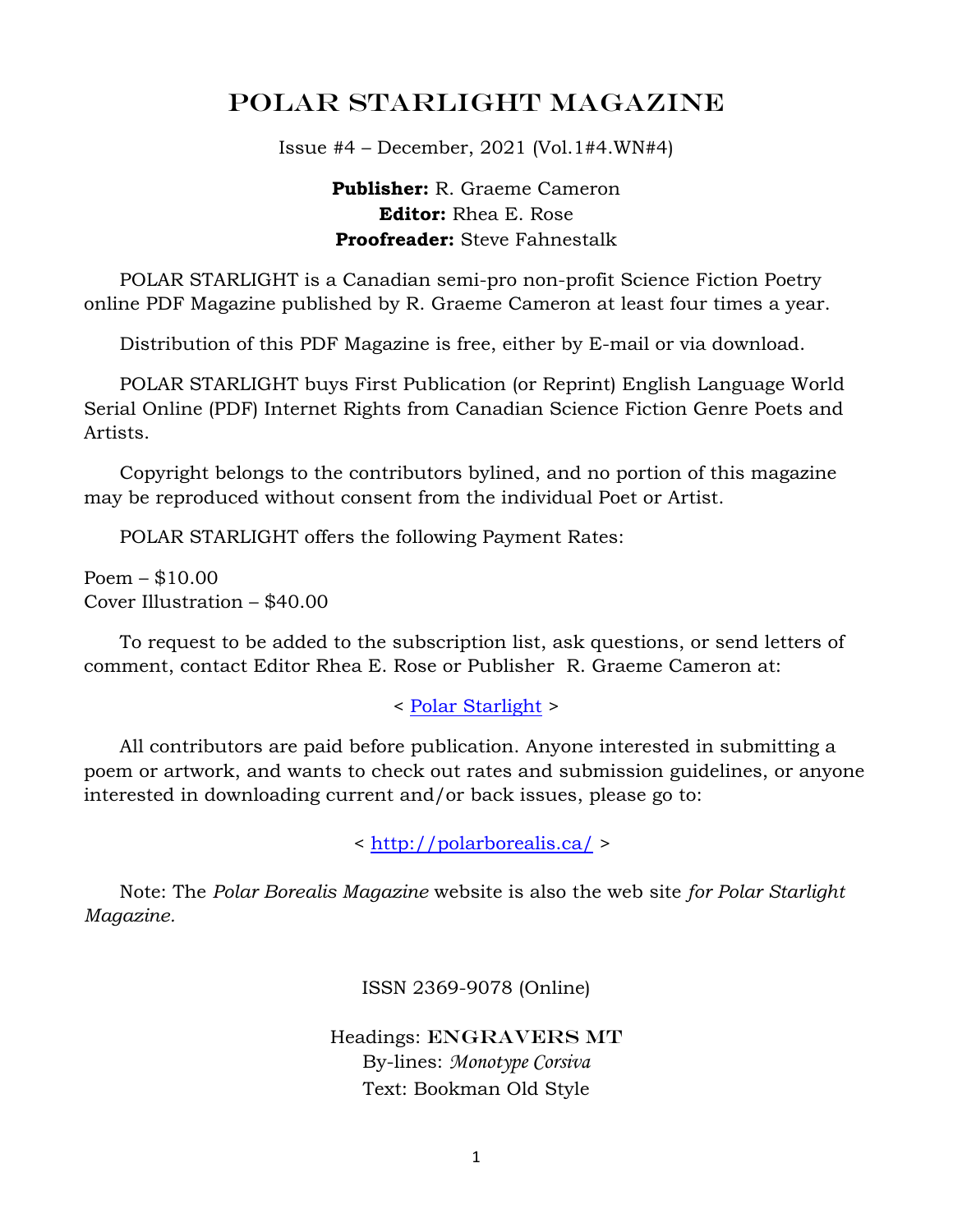# POLAR STARLIGHT MAGAZINE

Issue #4 – December, 2021 (Vol.1#4.WN#4)

**Publisher:** R. Graeme Cameron
**Editor:** Rhea E. Rose
**Proofreader:** Steve Fahnestalk

POLAR STARLIGHT is a Canadian semi-pro non-profit Science Fiction Poetry online PDF Magazine published by R. Graeme Cameron at least four times a year.

Distribution of this PDF Magazine is free, either by E-mail or via download.

POLAR STARLIGHT buys First Publication (or Reprint) English Language World Serial Online (PDF) Internet Rights from Canadian Science Fiction Genre Poets and Artists.

Copyright belongs to the contributors bylined, and no portion of this magazine may be reproduced without consent from the individual Poet or Artist.

POLAR STARLIGHT offers the following Payment Rates:

Poem – $10.00
Cover Illustration – $40.00

To request to be added to the subscription list, ask questions, or send letters of comment, contact Editor Rhea E. Rose or Publisher R. Graeme Cameron at:

< Polar Starlight >

All contributors are paid before publication. Anyone interested in submitting a poem or artwork, and wants to check out rates and submission guidelines, or anyone interested in downloading current and/or back issues, please go to:

< http://polarborealis.ca/ >

Note: The *Polar Borealis Magazine* website is also the web site *for Polar Starlight Magazine.*

ISSN 2369-9078 (Online)

Headings: ENGRAVERS MT
By-lines: *Monotype Corsiva*
Text: Bookman Old Style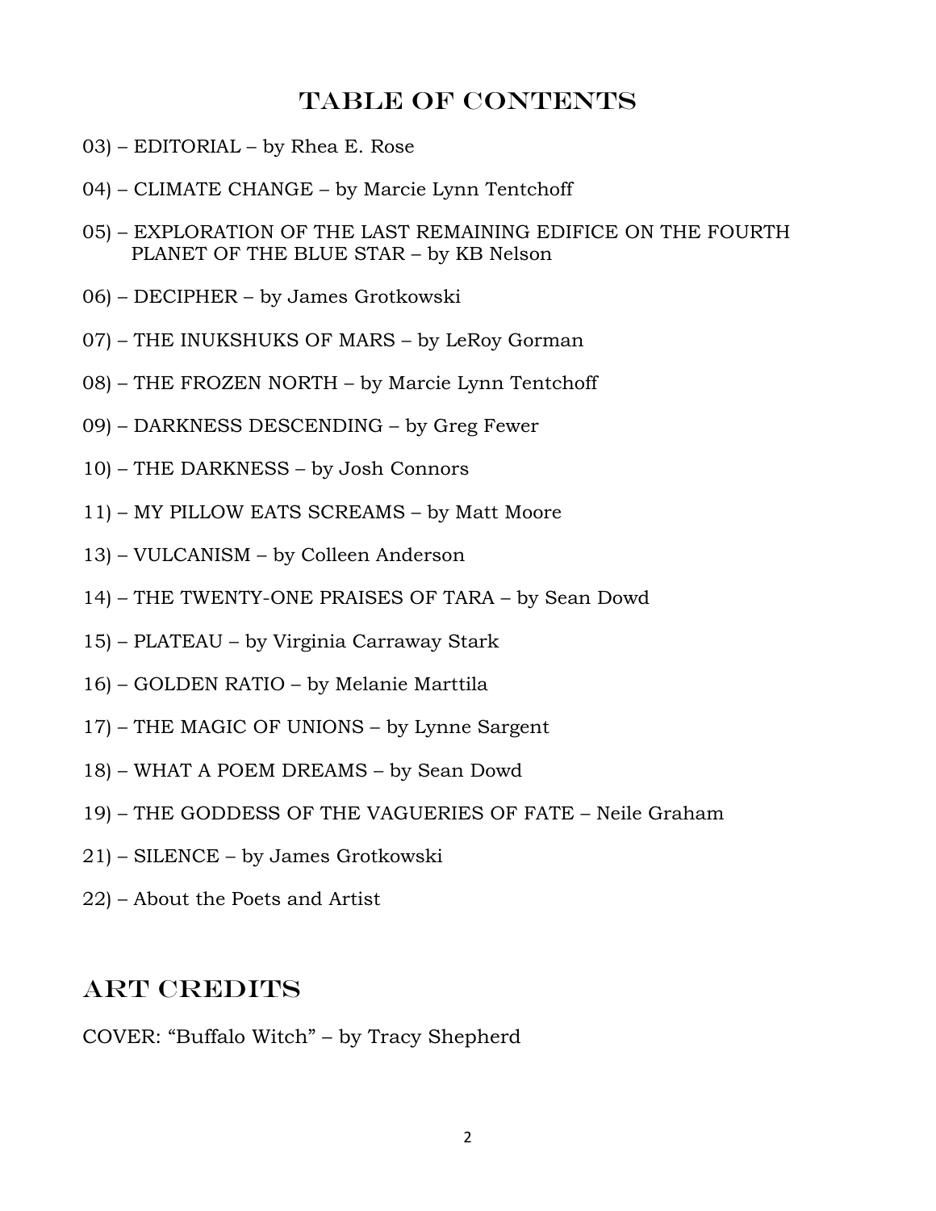# TABLE OF CONTENTS

03) – EDITORIAL – by Rhea E. Rose

04) – CLIMATE CHANGE – by Marcie Lynn Tentchoff

05) – EXPLORATION OF THE LAST REMAINING EDIFICE ON THE FOURTH PLANET OF THE BLUE STAR – by KB Nelson

06) – DECIPHER – by James Grotkowski

07) – THE INUKSHUKS OF MARS – by LeRoy Gorman

08) – THE FROZEN NORTH – by Marcie Lynn Tentchoff

09) – DARKNESS DESCENDING – by Greg Fewer

10) – THE DARKNESS – by Josh Connors

11) – MY PILLOW EATS SCREAMS – by Matt Moore

13) – VULCANISM – by Colleen Anderson

14) – THE TWENTY-ONE PRAISES OF TARA – by Sean Dowd

15) – PLATEAU – by Virginia Carraway Stark

16) – GOLDEN RATIO – by Melanie Marttila

17) – THE MAGIC OF UNIONS – by Lynne Sargent

18) – WHAT A POEM DREAMS – by Sean Dowd

19) – THE GODDESS OF THE VAGUERIES OF FATE – Neile Graham

21) – SILENCE – by James Grotkowski

22) – About the Poets and Artist

## ART CREDITS

COVER: “Buffalo Witch” – by Tracy Shepherd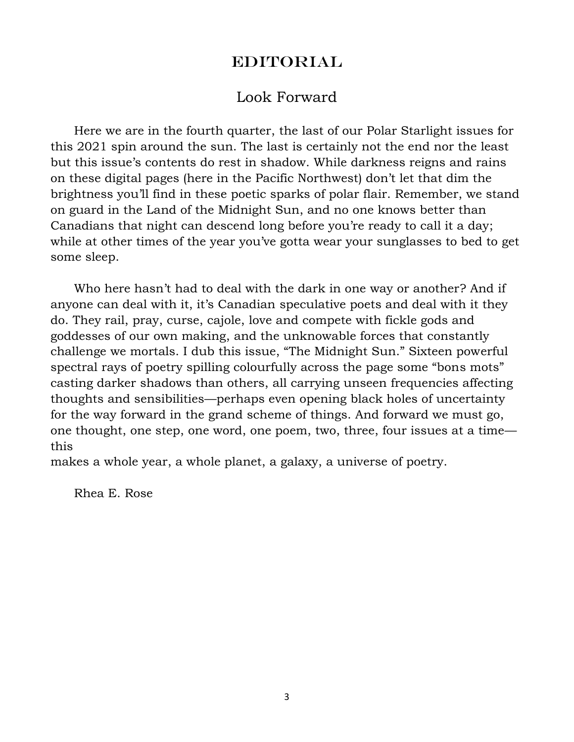# EDITORIAL

## Look Forward

Here we are in the fourth quarter, the last of our Polar Starlight issues for this 2021 spin around the sun. The last is certainly not the end nor the least but this issue's contents do rest in shadow. While darkness reigns and rains on these digital pages (here in the Pacific Northwest) don't let that dim the brightness you'll find in these poetic sparks of polar flair. Remember, we stand on guard in the Land of the Midnight Sun, and no one knows better than Canadians that night can descend long before you're ready to call it a day; while at other times of the year you've gotta wear your sunglasses to bed to get some sleep.

Who here hasn't had to deal with the dark in one way or another? And if anyone can deal with it, it's Canadian speculative poets and deal with it they do. They rail, pray, curse, cajole, love and compete with fickle gods and goddesses of our own making, and the unknowable forces that constantly challenge we mortals. I dub this issue, "The Midnight Sun." Sixteen powerful spectral rays of poetry spilling colourfully across the page some "bons mots" casting darker shadows than others, all carrying unseen frequencies affecting thoughts and sensibilities—perhaps even opening black holes of uncertainty for the way forward in the grand scheme of things. And forward we must go, one thought, one step, one word, one poem, two, three, four issues at a time—this
makes a whole year, a whole planet, a galaxy, a universe of poetry.

Rhea E. Rose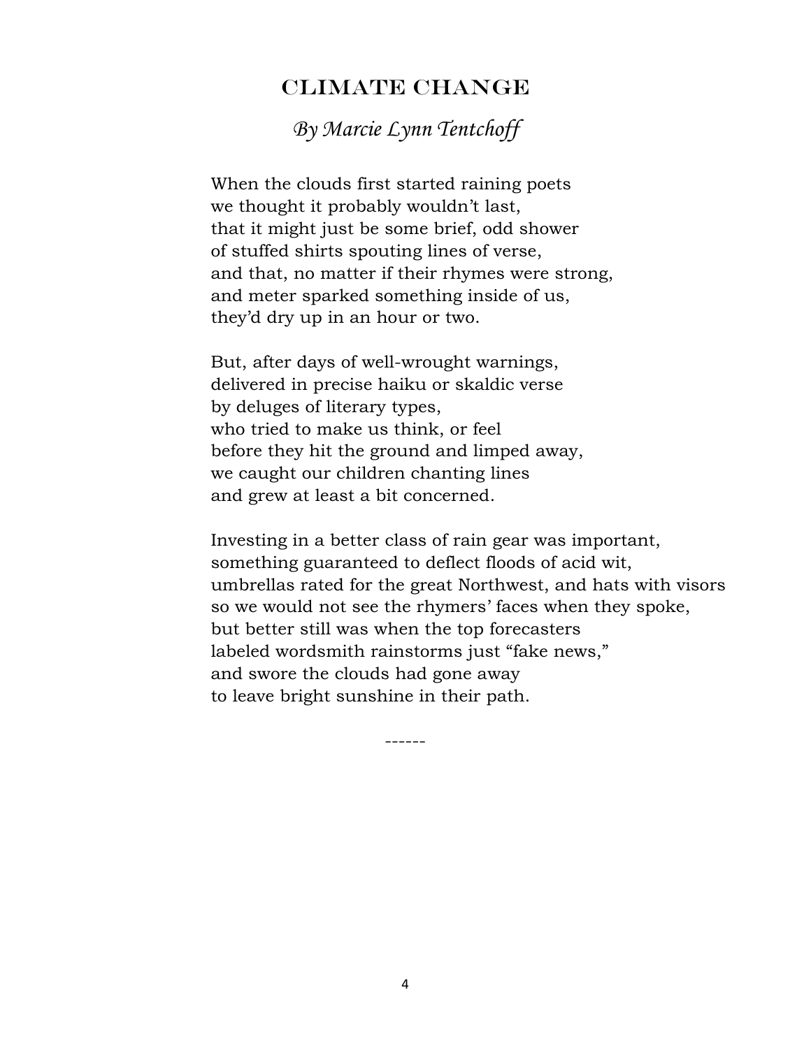# Climate Change

*By Marcie Lynn Tentchoff*

When the clouds first started raining poets
we thought it probably wouldn't last,
that it might just be some brief, odd shower
of stuffed shirts spouting lines of verse,
and that, no matter if their rhymes were strong,
and meter sparked something inside of us,
they'd dry up in an hour or two.

But, after days of well-wrought warnings,
delivered in precise haiku or skaldic verse
by deluges of literary types,
who tried to make us think, or feel
before they hit the ground and limped away,
we caught our children chanting lines
and grew at least a bit concerned.

Investing in a better class of rain gear was important,
something guaranteed to deflect floods of acid wit,
umbrellas rated for the great Northwest, and hats with visors
so we would not see the rhymers' faces when they spoke,
but better still was when the top forecasters
labeled wordsmith rainstorms just "fake news,"
and swore the clouds had gone away
to leave bright sunshine in their path.

------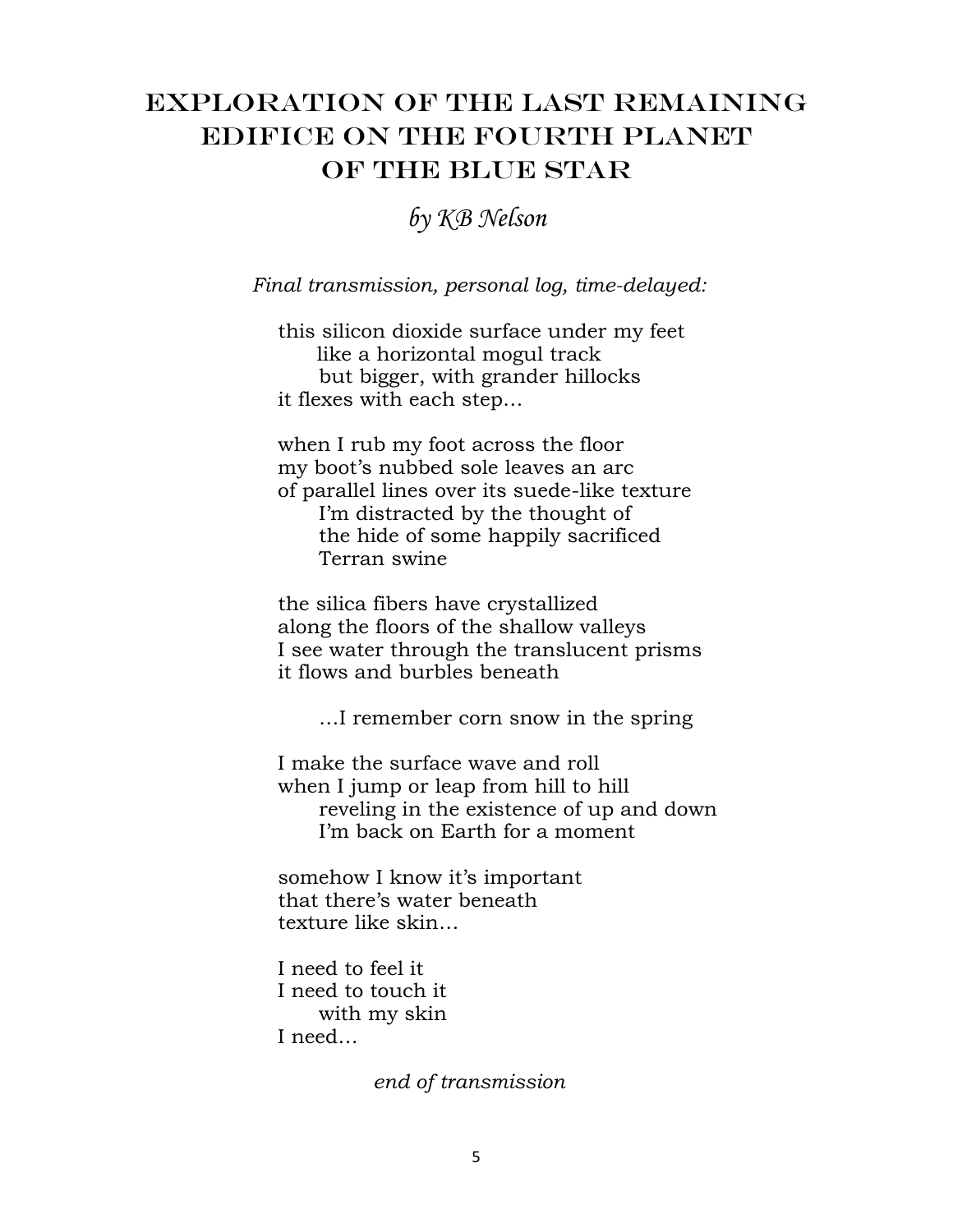# EXPLORATION OF THE LAST REMAINING EDIFICE ON THE FOURTH PLANET OF THE BLUE STAR

*by KB Nelson*

*Final transmission, personal log, time-delayed:*

this silicon dioxide surface under my feet  
&nbsp;&nbsp;&nbsp;&nbsp;like a horizontal mogul track  
&nbsp;&nbsp;&nbsp;&nbsp;&nbsp;&nbsp;but bigger, with grander hillocks  
it flexes with each step…

when I rub my foot across the floor  
my boot's nubbed sole leaves an arc  
of parallel lines over its suede-like texture  
&nbsp;&nbsp;&nbsp;&nbsp;&nbsp;&nbsp;I'm distracted by the thought of  
&nbsp;&nbsp;&nbsp;&nbsp;&nbsp;&nbsp;the hide of some happily sacrificed  
&nbsp;&nbsp;&nbsp;&nbsp;&nbsp;&nbsp;Terran swine

the silica fibers have crystallized  
along the floors of the shallow valleys  
I see water through the translucent prisms  
it flows and burbles beneath

&nbsp;&nbsp;&nbsp;&nbsp;&nbsp;&nbsp;…I remember corn snow in the spring

I make the surface wave and roll  
when I jump or leap from hill to hill  
&nbsp;&nbsp;&nbsp;&nbsp;&nbsp;&nbsp;reveling in the existence of up and down  
&nbsp;&nbsp;&nbsp;&nbsp;&nbsp;&nbsp;I'm back on Earth for a moment

somehow I know it's important  
that there's water beneath  
texture like skin…

I need to feel it  
I need to touch it  
&nbsp;&nbsp;&nbsp;&nbsp;&nbsp;&nbsp;with my skin  
I need…

*end of transmission*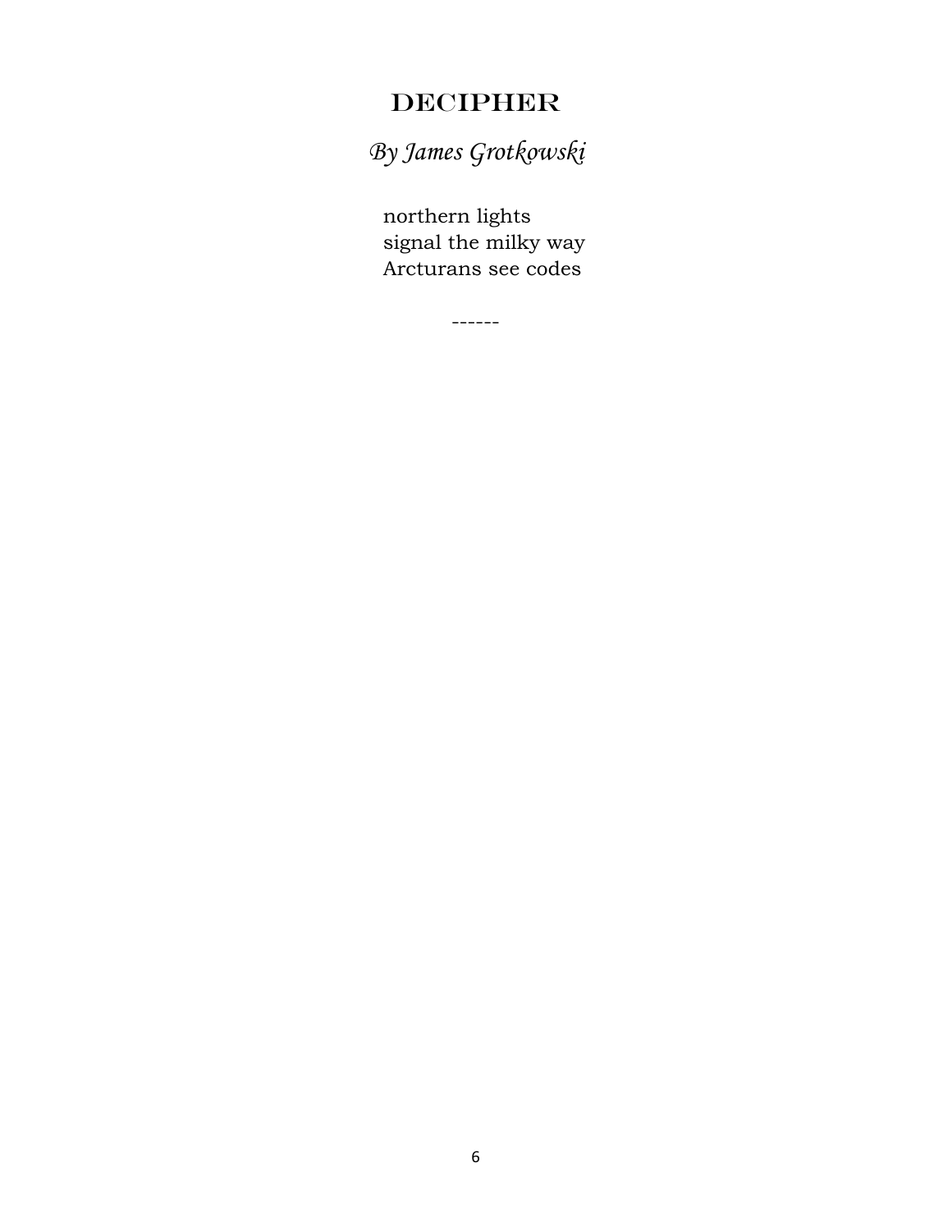# DECIPHER

*By James Grotkowski*

northern lights  
signal the milky way  
Arcturans see codes

------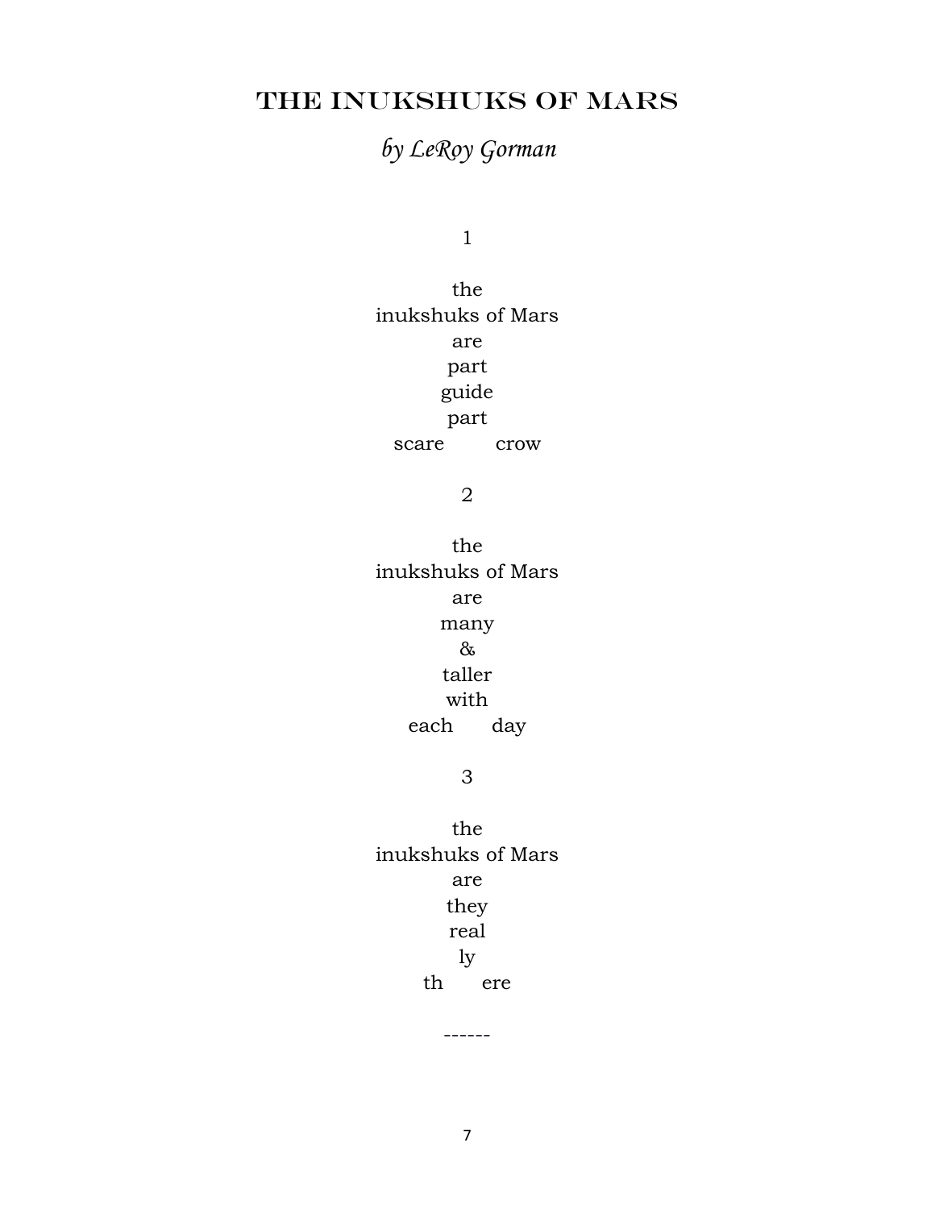# THE INUKSHUKS OF MARS

*by LeRoy Gorman*

1

the
inukshuks of Mars
are
part
guide
part
scare        crow

2

the
inukshuks of Mars
are
many
&
taller
with
each       day

3

the
inukshuks of Mars
are
they
real
ly
th       ere

------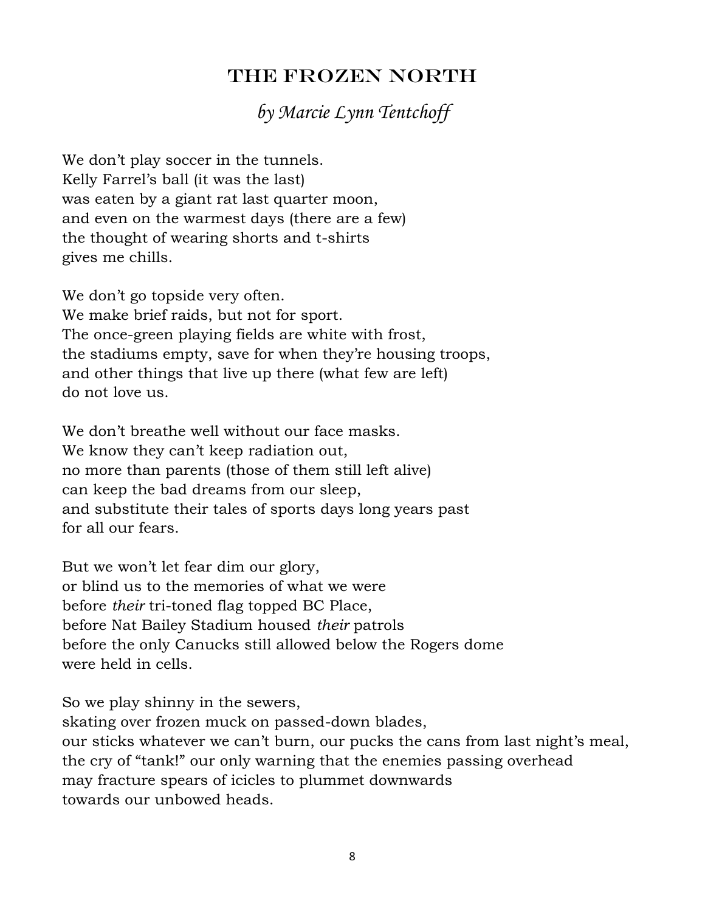# THE FROZEN NORTH

*by Marcie Lynn Tentchoff*

We don't play soccer in the tunnels.
Kelly Farrel's ball (it was the last)
was eaten by a giant rat last quarter moon,
and even on the warmest days (there are a few)
the thought of wearing shorts and t-shirts
gives me chills.

We don't go topside very often.
We make brief raids, but not for sport.
The once-green playing fields are white with frost,
the stadiums empty, save for when they're housing troops,
and other things that live up there (what few are left)
do not love us.

We don't breathe well without our face masks.
We know they can't keep radiation out,
no more than parents (those of them still left alive)
can keep the bad dreams from our sleep,
and substitute their tales of sports days long years past
for all our fears.

But we won't let fear dim our glory,
or blind us to the memories of what we were
before *their* tri-toned flag topped BC Place,
before Nat Bailey Stadium housed *their* patrols
before the only Canucks still allowed below the Rogers dome
were held in cells.

So we play shinny in the sewers,
skating over frozen muck on passed-down blades,
our sticks whatever we can't burn, our pucks the cans from last night's meal,
the cry of "tank!" our only warning that the enemies passing overhead
may fracture spears of icicles to plummet downwards
towards our unbowed heads.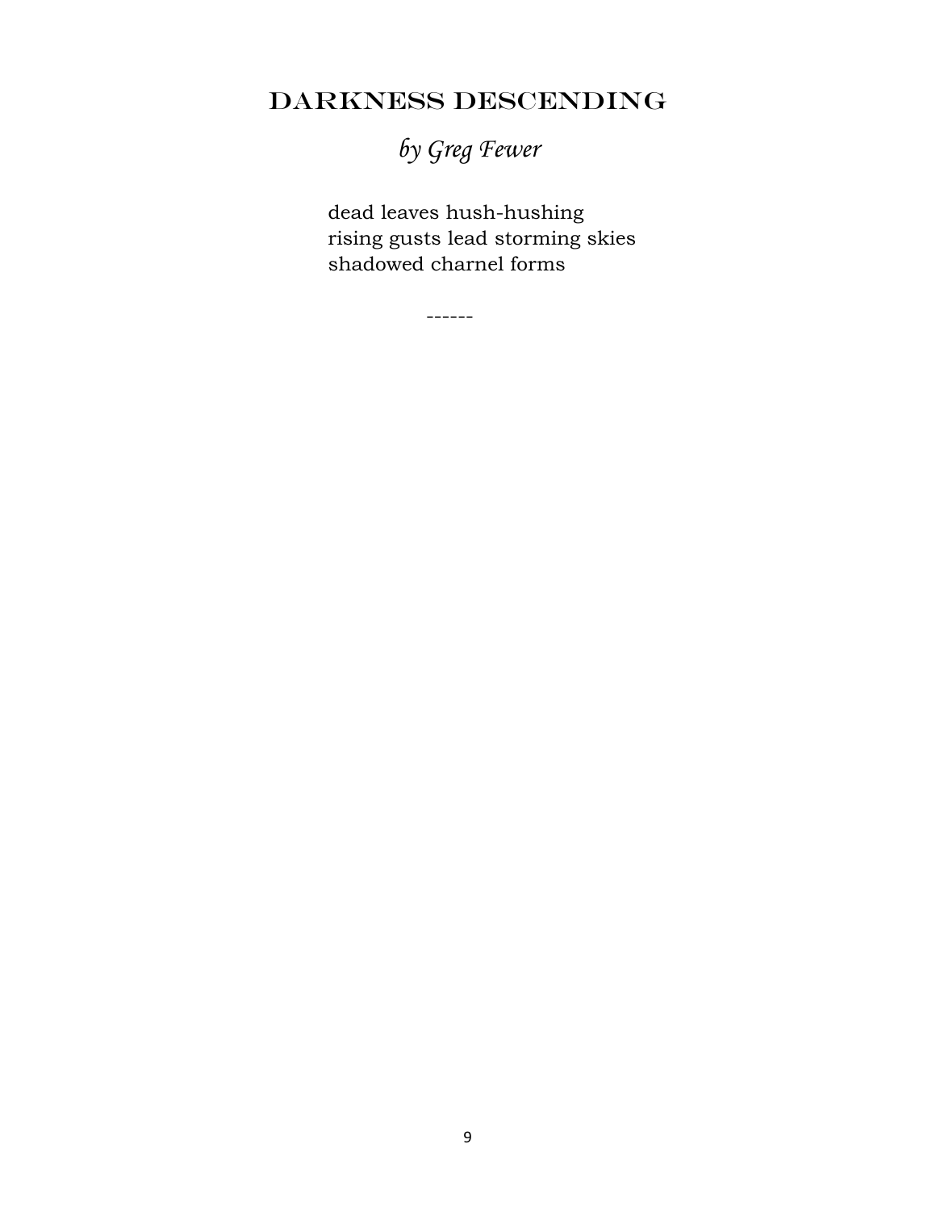# Darkness Descending

*by Greg Fewer*

dead leaves hush-hushing
rising gusts lead storming skies
shadowed charnel forms

------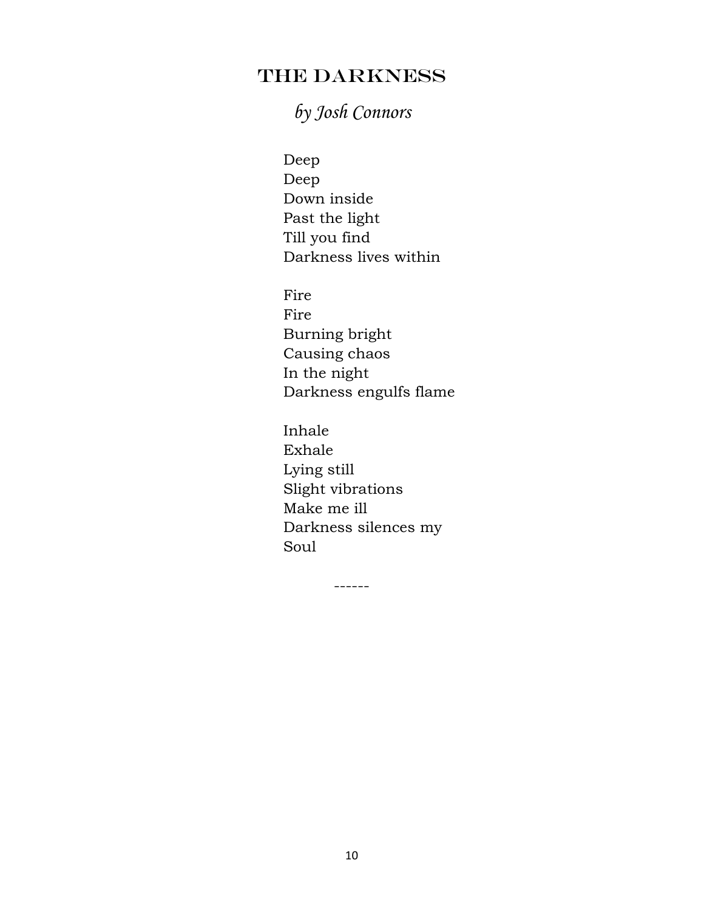# The Darkness

*by Josh Connors*

Deep  
Deep  
Down inside  
Past the light  
Till you find  
Darkness lives within

Fire  
Fire  
Burning bright  
Causing chaos  
In the night  
Darkness engulfs flame

Inhale  
Exhale  
Lying still  
Slight vibrations  
Make me ill  
Darkness silences my  
Soul

------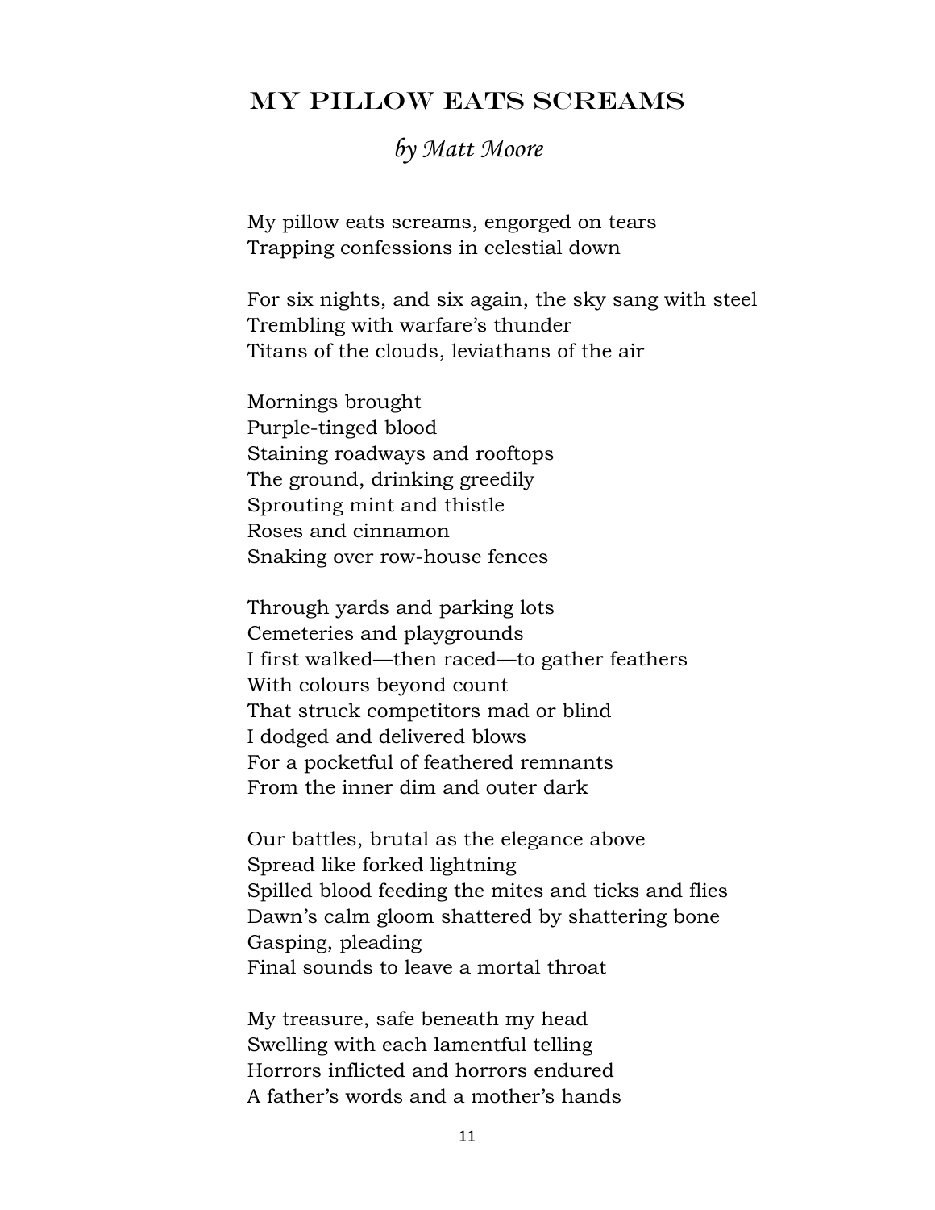# My Pillow Eats Screams

*by Matt Moore*

My pillow eats screams, engorged on tears
Trapping confessions in celestial down

For six nights, and six again, the sky sang with steel
Trembling with warfare's thunder
Titans of the clouds, leviathans of the air

Mornings brought
Purple-tinged blood
Staining roadways and rooftops
The ground, drinking greedily
Sprouting mint and thistle
Roses and cinnamon
Snaking over row-house fences

Through yards and parking lots
Cemeteries and playgrounds
I first walked—then raced—to gather feathers
With colours beyond count
That struck competitors mad or blind
I dodged and delivered blows
For a pocketful of feathered remnants
From the inner dim and outer dark

Our battles, brutal as the elegance above
Spread like forked lightning
Spilled blood feeding the mites and ticks and flies
Dawn's calm gloom shattered by shattering bone
Gasping, pleading
Final sounds to leave a mortal throat

My treasure, safe beneath my head
Swelling with each lamentful telling
Horrors inflicted and horrors endured
A father's words and a mother's hands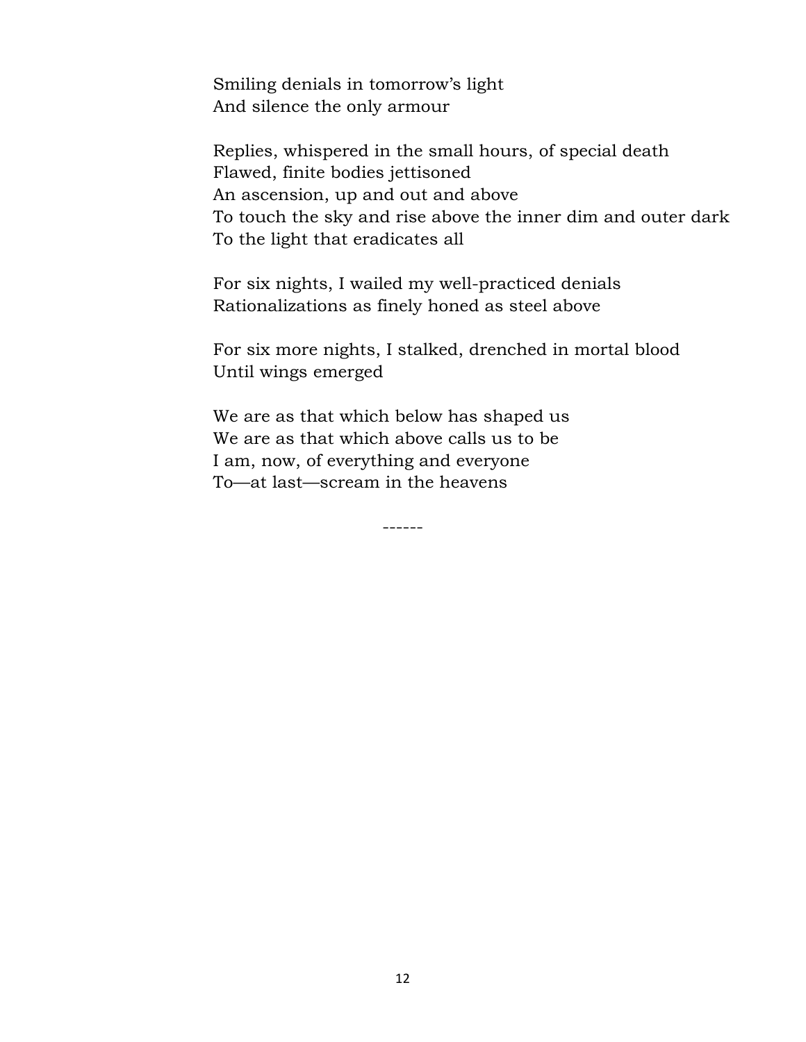Smiling denials in tomorrow's light  
And silence the only armour

Replies, whispered in the small hours, of special death  
Flawed, finite bodies jettisoned  
An ascension, up and out and above  
To touch the sky and rise above the inner dim and outer dark  
To the light that eradicates all

For six nights, I wailed my well-practiced denials  
Rationalizations as finely honed as steel above

For six more nights, I stalked, drenched in mortal blood  
Until wings emerged

We are as that which below has shaped us  
We are as that which above calls us to be  
I am, now, of everything and everyone  
To—at last—scream in the heavens

------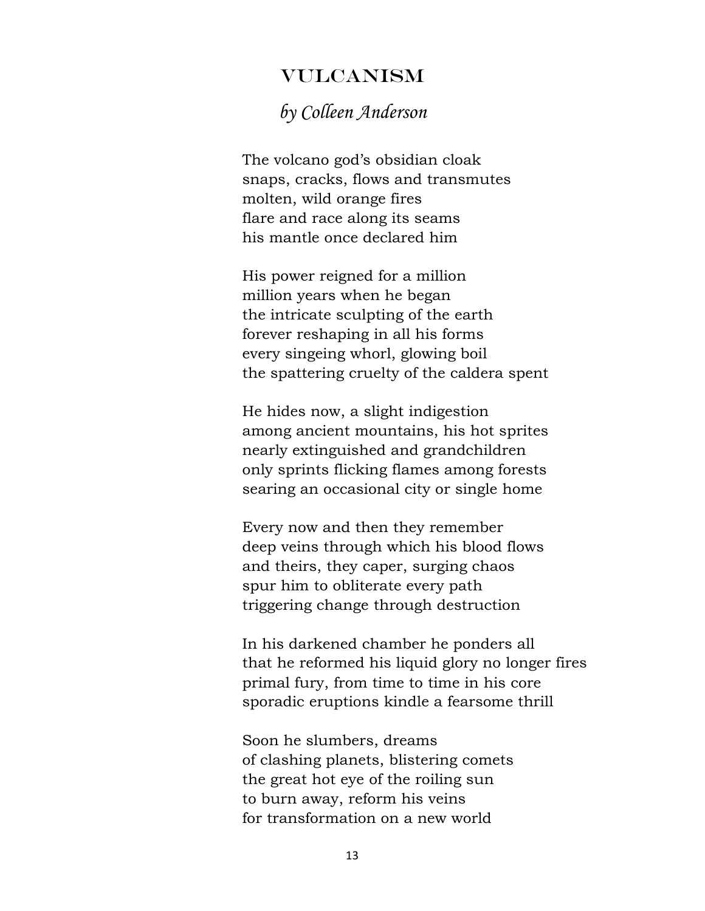# Vulcanism

*by Colleen Anderson*

The volcano god's obsidian cloak  
snaps, cracks, flows and transmutes  
molten, wild orange fires  
flare and race along its seams  
his mantle once declared him

His power reigned for a million  
million years when he began  
the intricate sculpting of the earth  
forever reshaping in all his forms  
every singeing whorl, glowing boil  
the spattering cruelty of the caldera spent

He hides now, a slight indigestion  
among ancient mountains, his hot sprites  
nearly extinguished and grandchildren  
only sprints flicking flames among forests  
searing an occasional city or single home

Every now and then they remember  
deep veins through which his blood flows  
and theirs, they caper, surging chaos  
spur him to obliterate every path  
triggering change through destruction

In his darkened chamber he ponders all  
that he reformed his liquid glory no longer fires  
primal fury, from time to time in his core  
sporadic eruptions kindle a fearsome thrill

Soon he slumbers, dreams  
of clashing planets, blistering comets  
the great hot eye of the roiling sun  
to burn away, reform his veins  
for transformation on a new world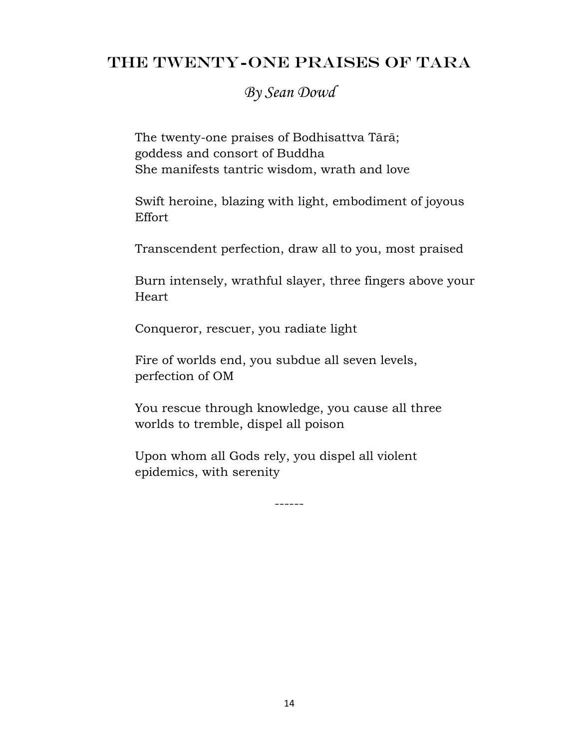# The Twenty-One Praises of Tara

*By Sean Dowd*

The twenty-one praises of Bodhisattva Tārā;
goddess and consort of Buddha
She manifests tantric wisdom, wrath and love

Swift heroine, blazing with light, embodiment of joyous Effort

Transcendent perfection, draw all to you, most praised

Burn intensely, wrathful slayer, three fingers above your Heart

Conqueror, rescuer, you radiate light

Fire of worlds end, you subdue all seven levels, perfection of OM

You rescue through knowledge, you cause all three worlds to tremble, dispel all poison

Upon whom all Gods rely, you dispel all violent epidemics, with serenity

------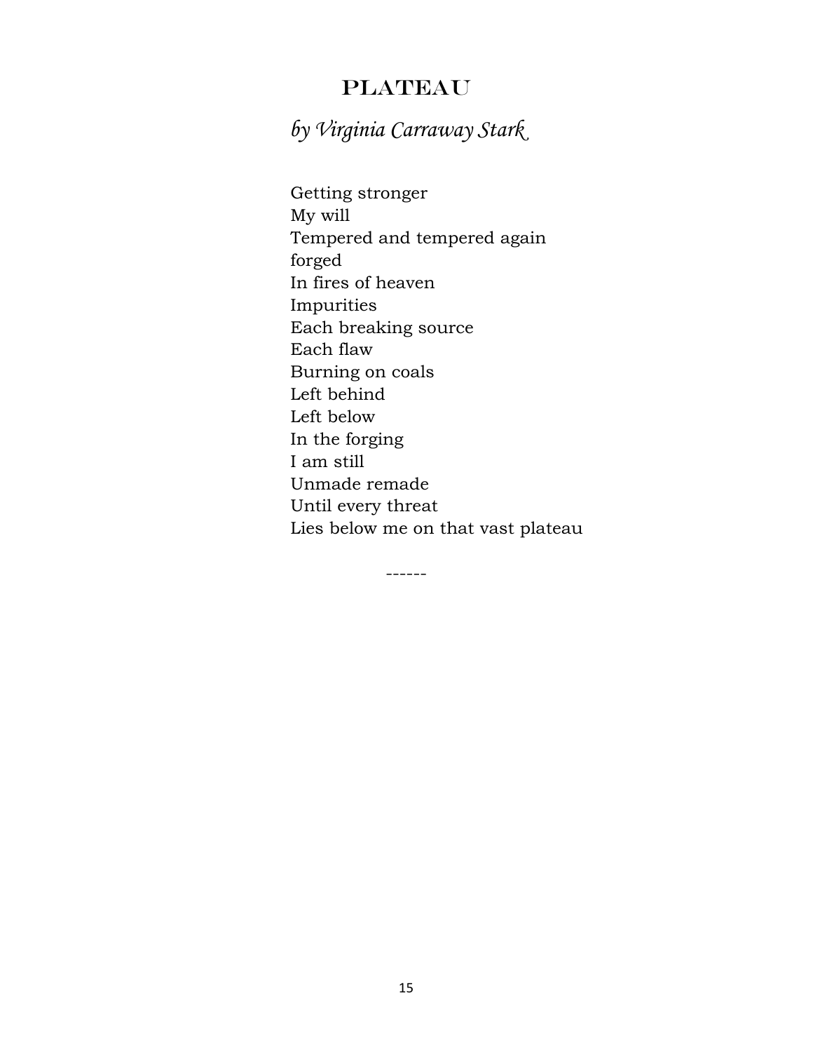# Plateau

*by Virginia Carraway Stark*

Getting stronger  
My will  
Tempered and tempered again  
forged  
In fires of heaven  
Impurities  
Each breaking source  
Each flaw  
Burning on coals  
Left behind  
Left below  
In the forging  
I am still  
Unmade remade  
Until every threat  
Lies below me on that vast plateau

------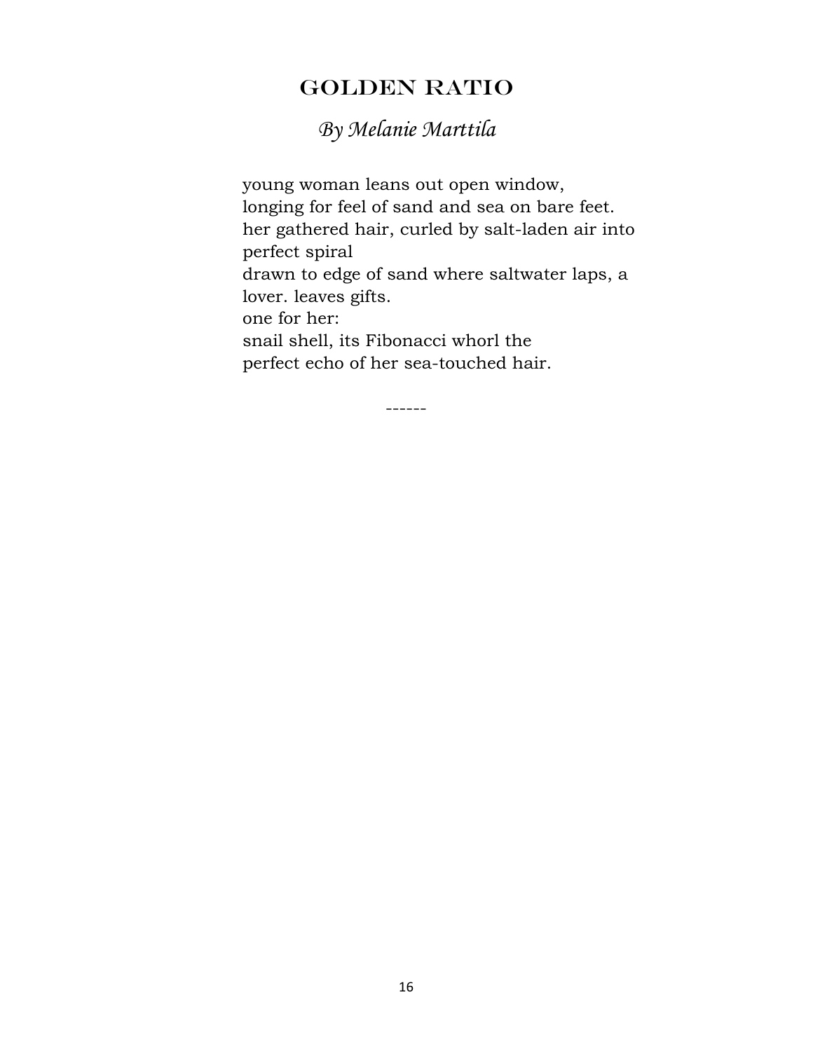# GOLDEN RATIO

*By Melanie Marttila*

young woman leans out open window,  
longing for feel of sand and sea on bare feet.  
her gathered hair, curled by salt-laden air into perfect spiral  
drawn to edge of sand where saltwater laps, a lover. leaves gifts.  
one for her:  
snail shell, its Fibonacci whorl the  
perfect echo of her sea-touched hair.

------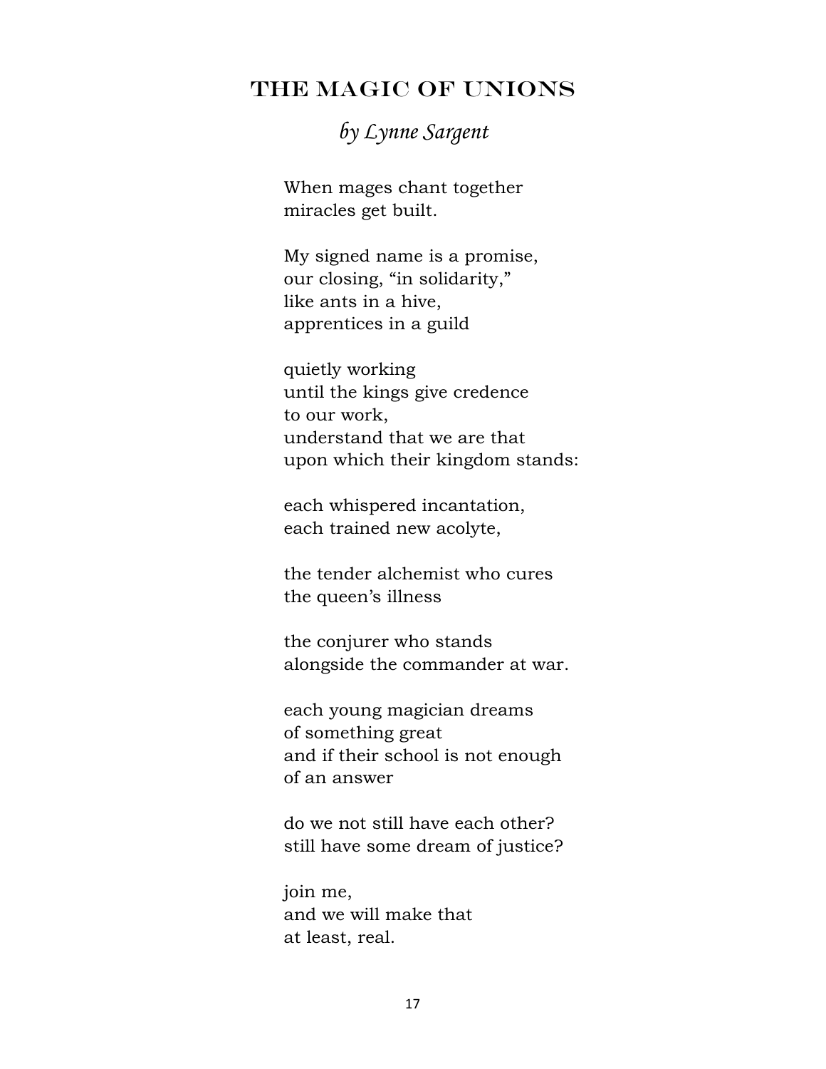# The Magic of Unions

*by Lynne Sargent*

When mages chant together  
miracles get built.

My signed name is a promise,  
our closing, "in solidarity,"  
like ants in a hive,  
apprentices in a guild

quietly working  
until the kings give credence  
to our work,  
understand that we are that  
upon which their kingdom stands:

each whispered incantation,  
each trained new acolyte,

the tender alchemist who cures  
the queen's illness

the conjurer who stands  
alongside the commander at war.

each young magician dreams  
of something great  
and if their school is not enough  
of an answer

do we not still have each other?  
still have some dream of justice?

join me,  
and we will make that  
at least, real.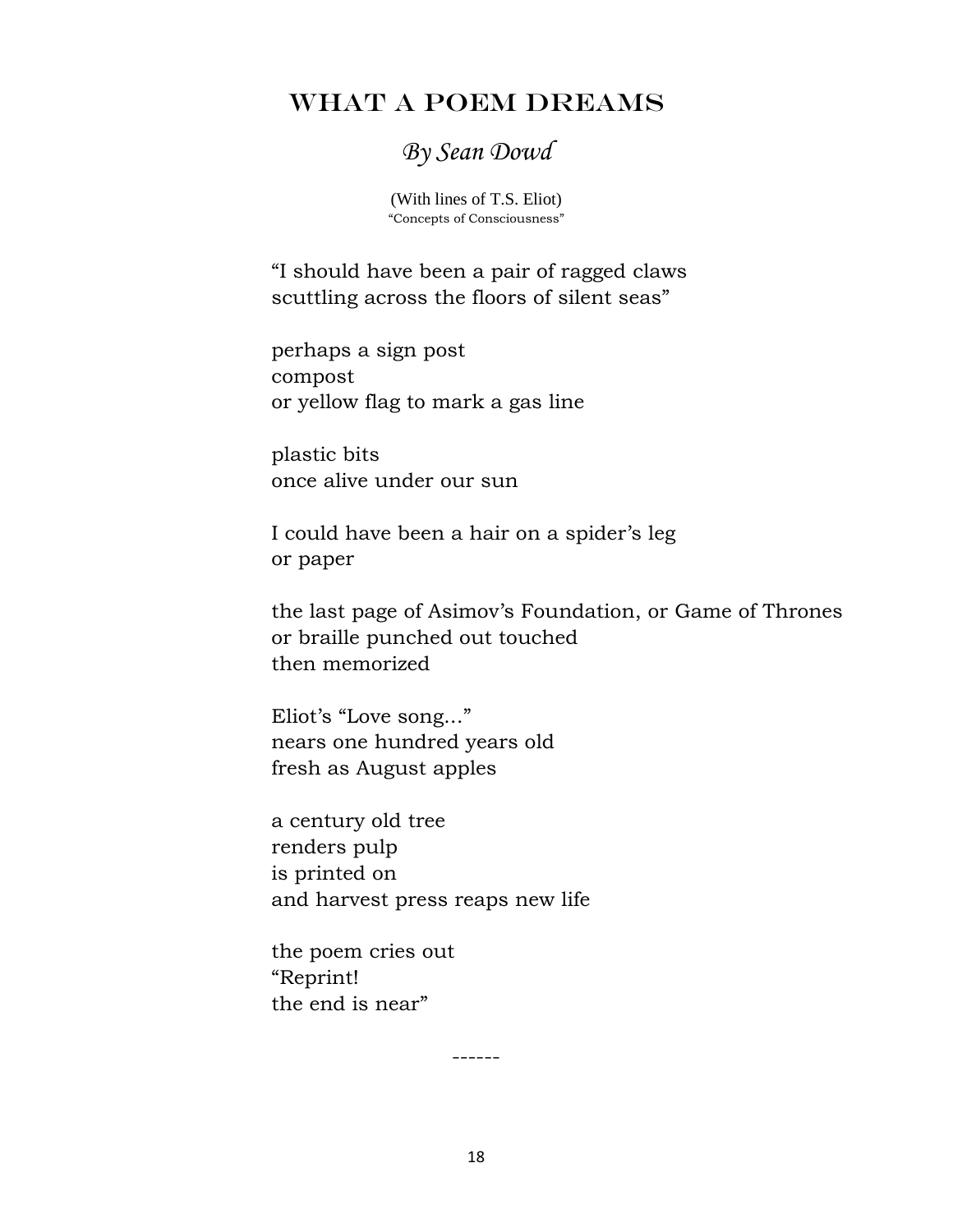# WHAT A POEM DREAMS

*By Sean Dowd*

(With lines of T.S. Eliot)
"Concepts of Consciousness"

"I should have been a pair of ragged claws
scuttling across the floors of silent seas"

perhaps a sign post
compost
or yellow flag to mark a gas line

plastic bits
once alive under our sun

I could have been a hair on a spider's leg
or paper

the last page of Asimov's Foundation, or Game of Thrones
or braille punched out touched
then memorized

Eliot's "Love song…"
nears one hundred years old
fresh as August apples

a century old tree
renders pulp
is printed on
and harvest press reaps new life

the poem cries out
"Reprint!
the end is near"

------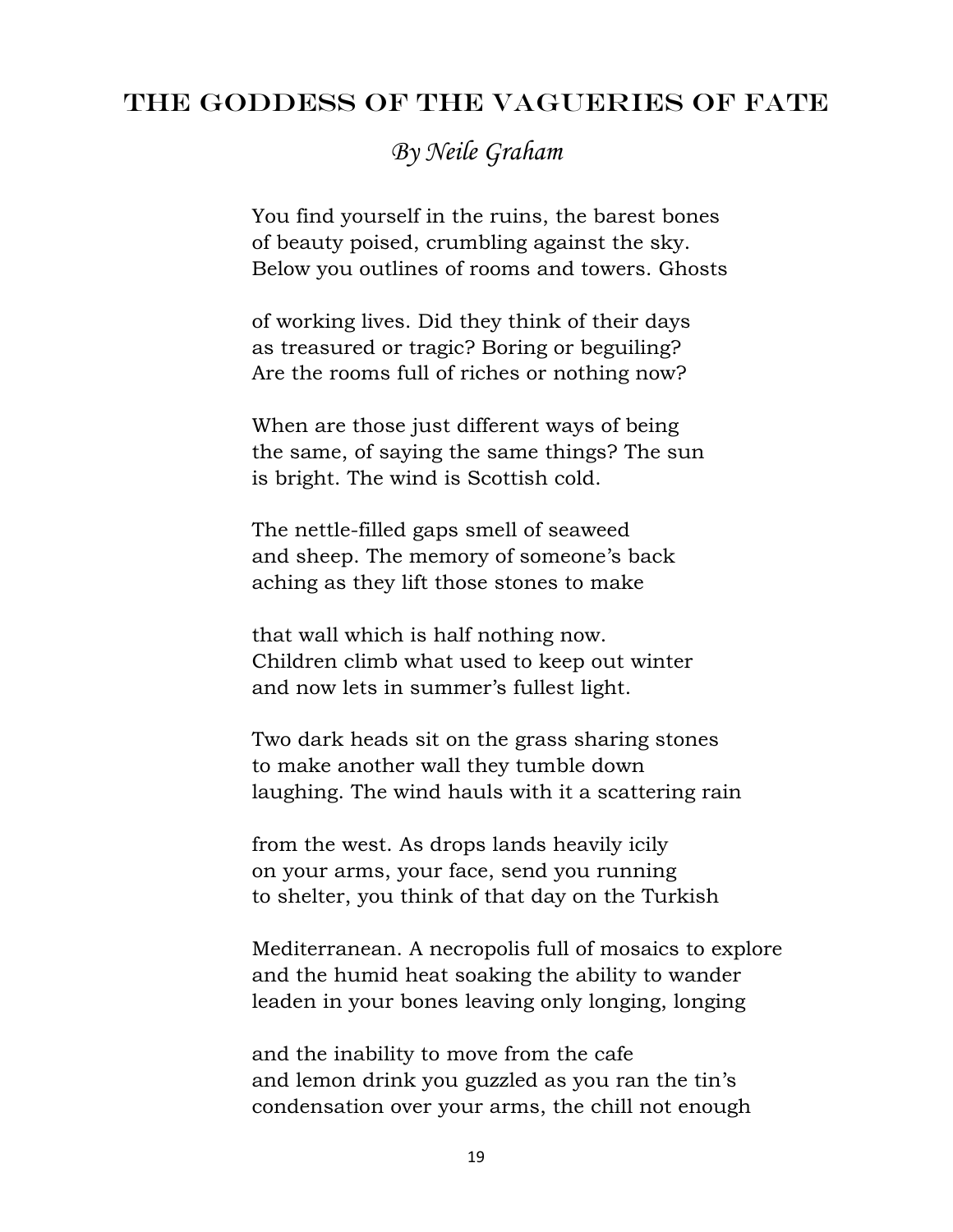# The Goddess of the Vagueries of Fate

*By Neile Graham*

You find yourself in the ruins, the barest bones
of beauty poised, crumbling against the sky.
Below you outlines of rooms and towers. Ghosts

of working lives. Did they think of their days
as treasured or tragic? Boring or beguiling?
Are the rooms full of riches or nothing now?

When are those just different ways of being
the same, of saying the same things? The sun
is bright. The wind is Scottish cold.

The nettle-filled gaps smell of seaweed
and sheep. The memory of someone's back
aching as they lift those stones to make

that wall which is half nothing now.
Children climb what used to keep out winter
and now lets in summer's fullest light.

Two dark heads sit on the grass sharing stones
to make another wall they tumble down
laughing. The wind hauls with it a scattering rain

from the west. As drops lands heavily icily
on your arms, your face, send you running
to shelter, you think of that day on the Turkish

Mediterranean. A necropolis full of mosaics to explore
and the humid heat soaking the ability to wander
leaden in your bones leaving only longing, longing

and the inability to move from the cafe
and lemon drink you guzzled as you ran the tin's
condensation over your arms, the chill not enough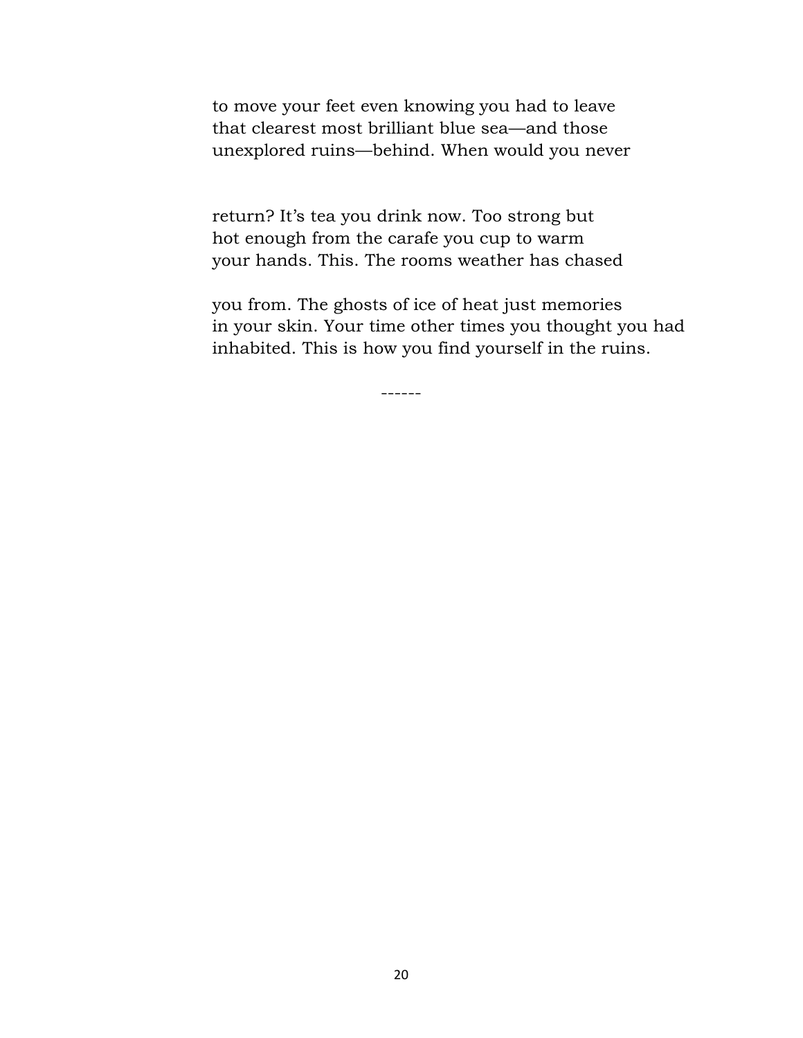to move your feet even knowing you had to leave
that clearest most brilliant blue sea—and those
unexplored ruins—behind. When would you never

return? It's tea you drink now. Too strong but
hot enough from the carafe you cup to warm
your hands. This. The rooms weather has chased

you from. The ghosts of ice of heat just memories
in your skin. Your time other times you thought you had
inhabited. This is how you find yourself in the ruins.

------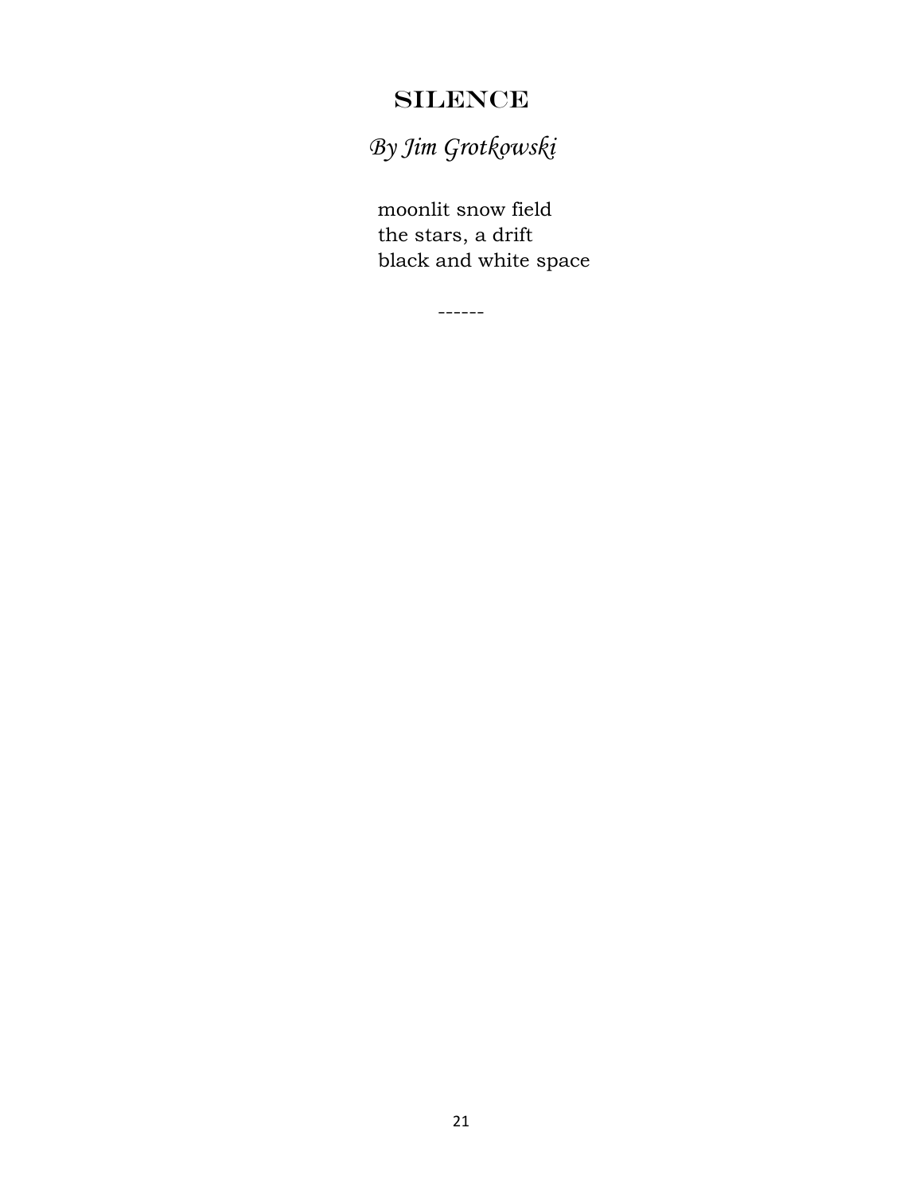# SILENCE

*By Jim Grotkowski*

moonlit snow field  
the stars, a drift  
black and white space

------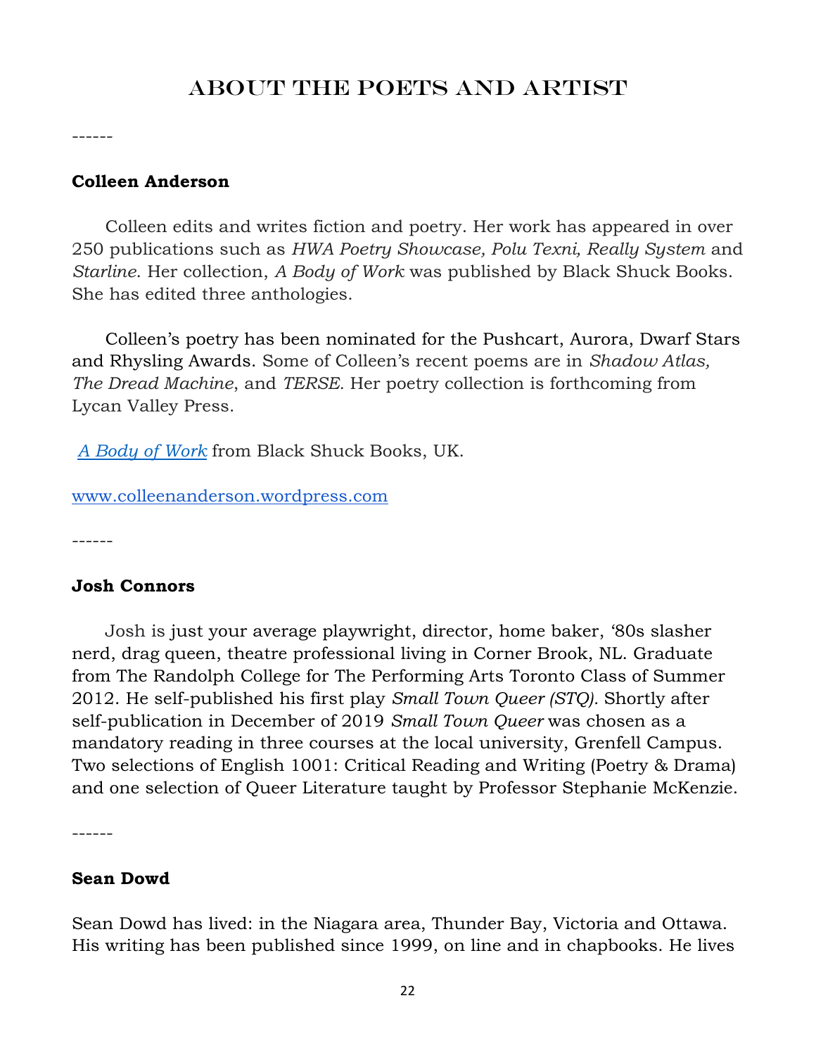# About the Poets and Artist

------

**Colleen Anderson**

Colleen edits and writes fiction and poetry. Her work has appeared in over 250 publications such as *HWA Poetry Showcase*, *Polu Texni*, *Really System* and *Starline*. Her collection, *A Body of Work* was published by Black Shuck Books. She has edited three anthologies.

Colleen's poetry has been nominated for the Pushcart, Aurora, Dwarf Stars and Rhysling Awards. Some of Colleen's recent poems are in *Shadow Atlas, The Dread Machine*, and *TERSE.* Her poetry collection is forthcoming from Lycan Valley Press.

*A Body of Work* from Black Shuck Books, UK.

www.colleenanderson.wordpress.com

------

**Josh Connors**

Josh is just your average playwright, director, home baker, '80s slasher nerd, drag queen, theatre professional living in Corner Brook, NL. Graduate from The Randolph College for The Performing Arts Toronto Class of Summer 2012. He self-published his first play *Small Town Queer (STQ).* Shortly after self-publication in December of 2019 *Small Town Queer* was chosen as a mandatory reading in three courses at the local university, Grenfell Campus. Two selections of English 1001: Critical Reading and Writing (Poetry & Drama) and one selection of Queer Literature taught by Professor Stephanie McKenzie.

------

**Sean Dowd**

Sean Dowd has lived: in the Niagara area, Thunder Bay, Victoria and Ottawa. His writing has been published since 1999, on line and in chapbooks. He lives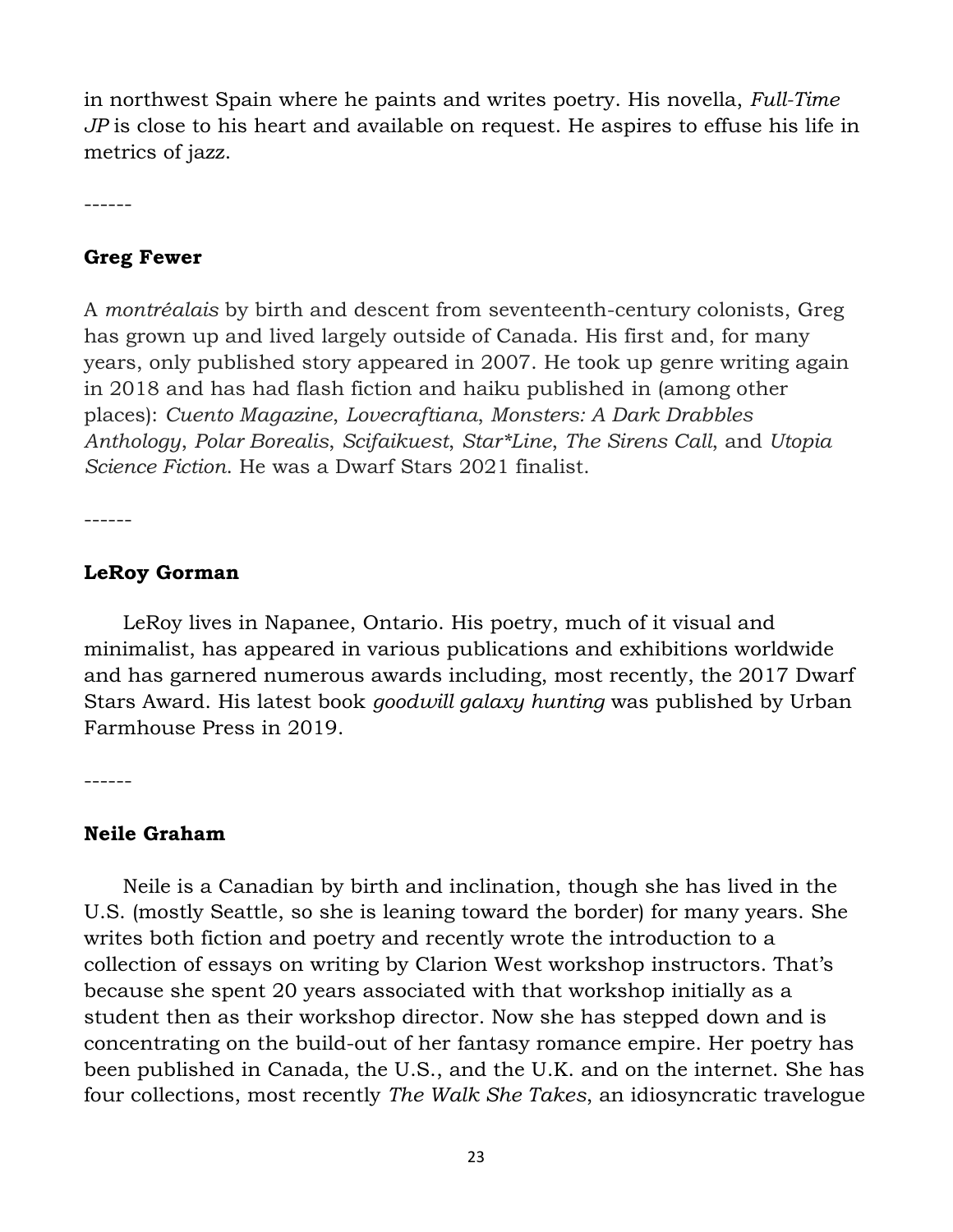in northwest Spain where he paints and writes poetry. His novella, *Full-Time JP* is close to his heart and available on request. He aspires to effuse his life in metrics of jazz.

------

**Greg Fewer**

A *montréalais* by birth and descent from seventeenth-century colonists, Greg has grown up and lived largely outside of Canada. His first and, for many years, only published story appeared in 2007. He took up genre writing again in 2018 and has had flash fiction and haiku published in (among other places): *Cuento Magazine*, *Lovecraftiana*, *Monsters: A Dark Drabbles Anthology*, *Polar Borealis*, *Scifaikuest*, *Star*Line*, *The Sirens Call*, and *Utopia Science Fiction*. He was a Dwarf Stars 2021 finalist.

------

**LeRoy Gorman**

LeRoy lives in Napanee, Ontario. His poetry, much of it visual and minimalist, has appeared in various publications and exhibitions worldwide and has garnered numerous awards including, most recently, the 2017 Dwarf Stars Award. His latest book *goodwill galaxy hunting* was published by Urban Farmhouse Press in 2019.

------

**Neile Graham**

Neile is a Canadian by birth and inclination, though she has lived in the U.S. (mostly Seattle, so she is leaning toward the border) for many years. She writes both fiction and poetry and recently wrote the introduction to a collection of essays on writing by Clarion West workshop instructors. That's because she spent 20 years associated with that workshop initially as a student then as their workshop director. Now she has stepped down and is concentrating on the build-out of her fantasy romance empire. Her poetry has been published in Canada, the U.S., and the U.K. and on the internet. She has four collections, most recently *The Walk She Takes*, an idiosyncratic travelogue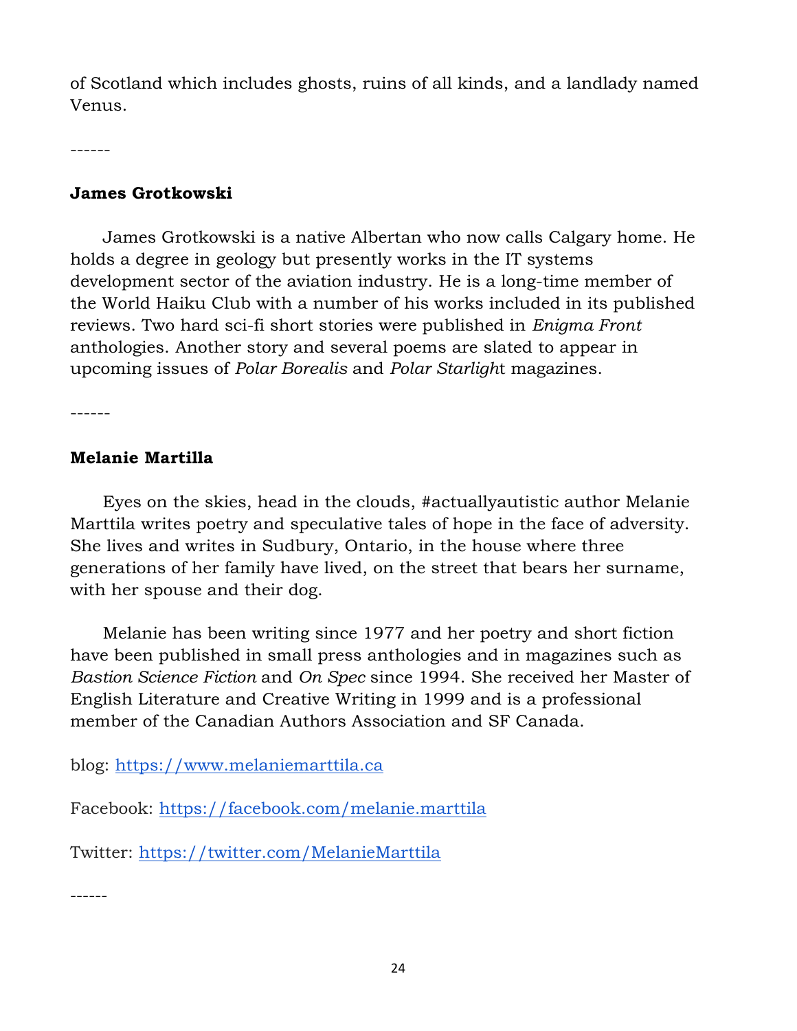of Scotland which includes ghosts, ruins of all kinds, and a landlady named Venus.

------

**James Grotkowski**

James Grotkowski is a native Albertan who now calls Calgary home. He holds a degree in geology but presently works in the IT systems development sector of the aviation industry. He is a long-time member of the World Haiku Club with a number of his works included in its published reviews. Two hard sci-fi short stories were published in *Enigma Front* anthologies. Another story and several poems are slated to appear in upcoming issues of *Polar Borealis* and *Polar Starligh*t magazines.

------

**Melanie Martilla**

Eyes on the skies, head in the clouds, #actuallyautistic author Melanie Marttila writes poetry and speculative tales of hope in the face of adversity. She lives and writes in Sudbury, Ontario, in the house where three generations of her family have lived, on the street that bears her surname, with her spouse and their dog.

Melanie has been writing since 1977 and her poetry and short fiction have been published in small press anthologies and in magazines such as *Bastion Science Fiction* and *On Spec* since 1994. She received her Master of English Literature and Creative Writing in 1999 and is a professional member of the Canadian Authors Association and SF Canada.

blog: [https://www.melaniemarttila.ca](https://www.melaniemarttila.ca)

Facebook: [https://facebook.com/melanie.marttila](https://facebook.com/melanie.marttila)

Twitter: [https://twitter.com/MelanieMarttila](https://twitter.com/MelanieMarttila)

------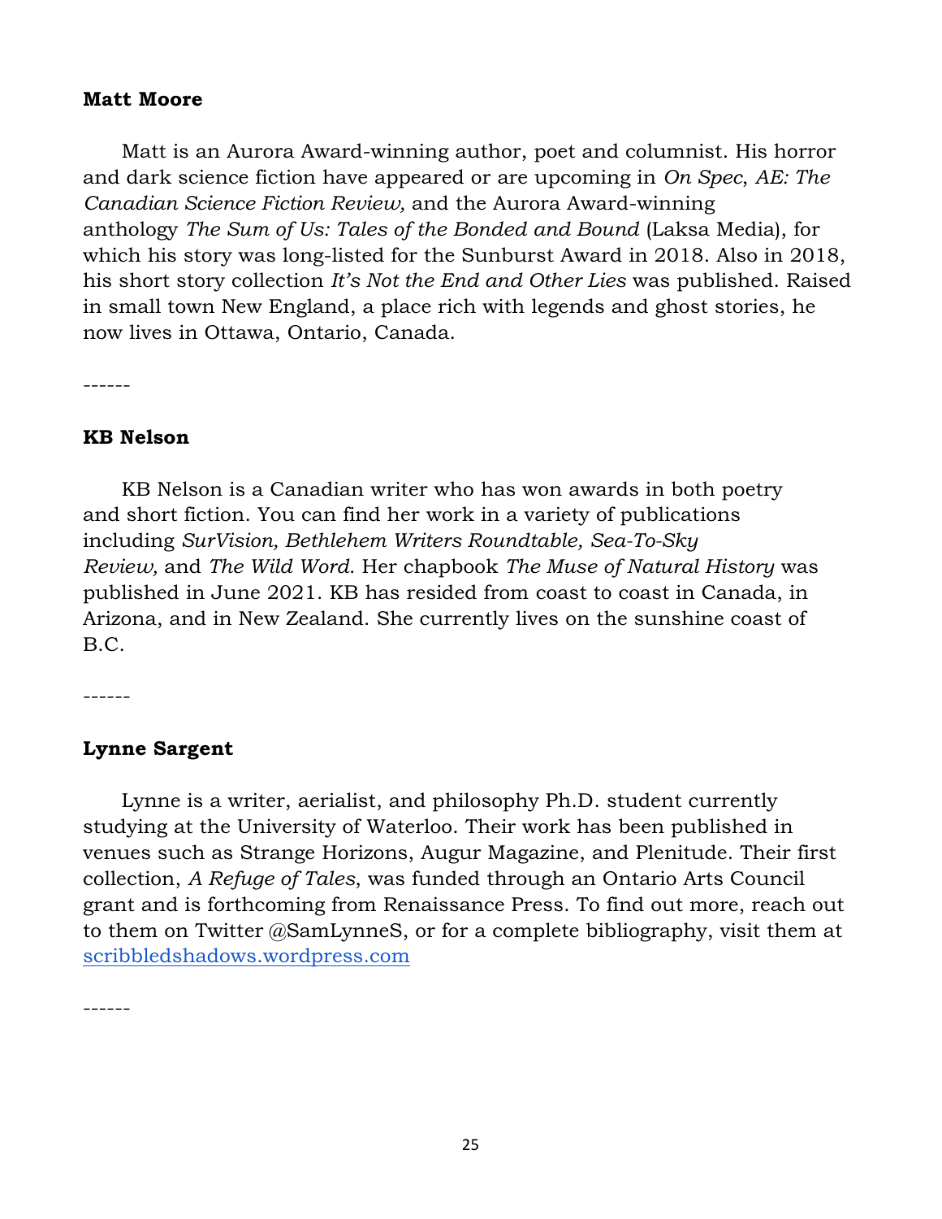**Matt Moore**

Matt is an Aurora Award-winning author, poet and columnist. His horror and dark science fiction have appeared or are upcoming in *On Spec*, *AE: The Canadian Science Fiction Review,* and the Aurora Award-winning anthology *The Sum of Us: Tales of the Bonded and Bound* (Laksa Media), for which his story was long-listed for the Sunburst Award in 2018. Also in 2018, his short story collection *It's Not the End and Other Lies* was published. Raised in small town New England, a place rich with legends and ghost stories, he now lives in Ottawa, Ontario, Canada.

------

**KB Nelson**

KB Nelson is a Canadian writer who has won awards in both poetry and short fiction. You can find her work in a variety of publications including *SurVision, Bethlehem Writers Roundtable, Sea-To-Sky Review,* and *The Wild Word*. Her chapbook *The Muse of Natural History* was published in June 2021. KB has resided from coast to coast in Canada, in Arizona, and in New Zealand. She currently lives on the sunshine coast of B.C.

------

**Lynne Sargent**

Lynne is a writer, aerialist, and philosophy Ph.D. student currently studying at the University of Waterloo. Their work has been published in venues such as Strange Horizons, Augur Magazine, and Plenitude. Their first collection, *A Refuge of Tales*, was funded through an Ontario Arts Council grant and is forthcoming from Renaissance Press. To find out more, reach out to them on Twitter @SamLynneS, or for a complete bibliography, visit them at [scribbledshadows.wordpress.com](scribbledshadows.wordpress.com)

------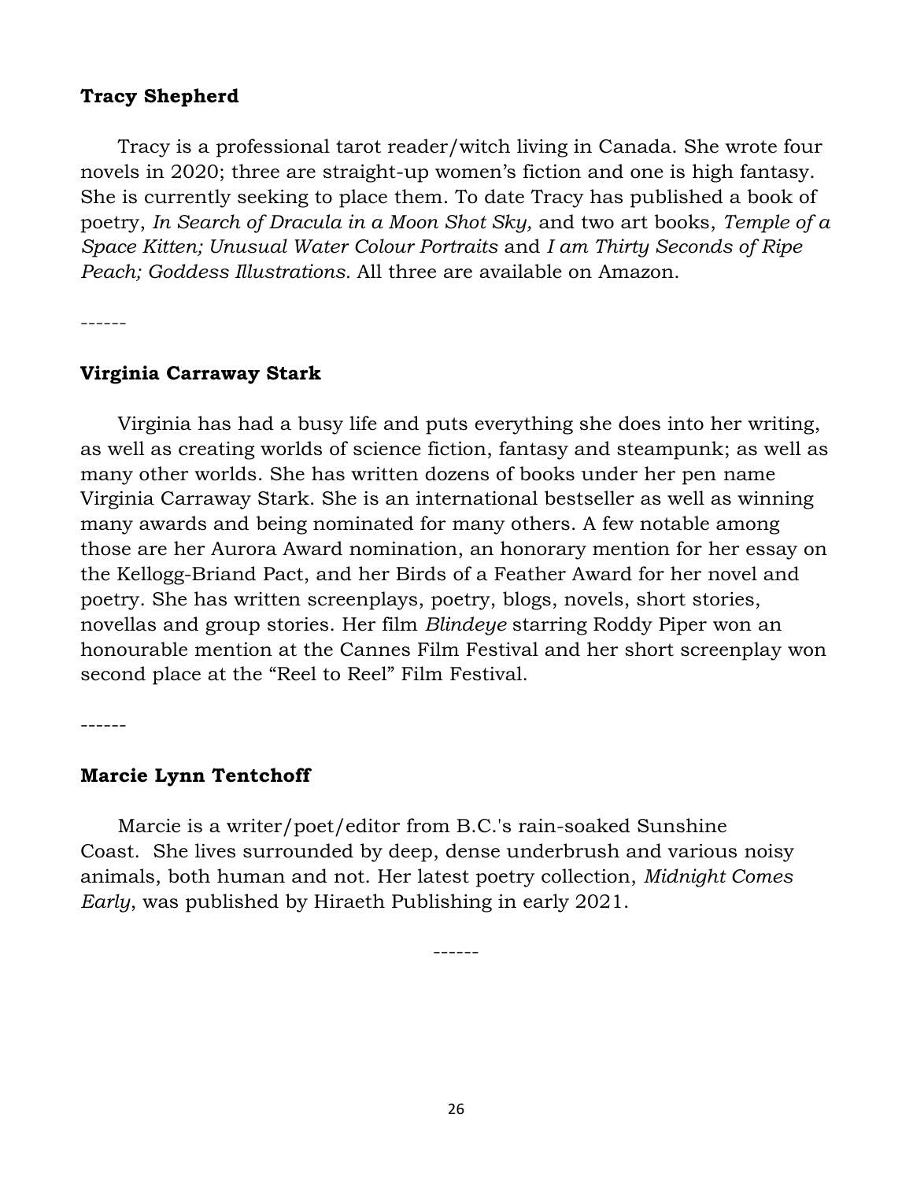**Tracy Shepherd**

Tracy is a professional tarot reader/witch living in Canada. She wrote four novels in 2020; three are straight-up women's fiction and one is high fantasy. She is currently seeking to place them. To date Tracy has published a book of poetry, *In Search of Dracula in a Moon Shot Sky,* and two art books, *Temple of a Space Kitten; Unusual Water Colour Portraits* and *I am Thirty Seconds of Ripe Peach; Goddess Illustrations.* All three are available on Amazon.

------

**Virginia Carraway Stark**

Virginia has had a busy life and puts everything she does into her writing, as well as creating worlds of science fiction, fantasy and steampunk; as well as many other worlds. She has written dozens of books under her pen name Virginia Carraway Stark. She is an international bestseller as well as winning many awards and being nominated for many others. A few notable among those are her Aurora Award nomination, an honorary mention for her essay on the Kellogg-Briand Pact, and her Birds of a Feather Award for her novel and poetry. She has written screenplays, poetry, blogs, novels, short stories, novellas and group stories. Her film *Blindeye* starring Roddy Piper won an honourable mention at the Cannes Film Festival and her short screenplay won second place at the "Reel to Reel" Film Festival.

------

**Marcie Lynn Tentchoff**

Marcie is a writer/poet/editor from B.C.'s rain-soaked Sunshine Coast. She lives surrounded by deep, dense underbrush and various noisy animals, both human and not. Her latest poetry collection, *Midnight Comes Early*, was published by Hiraeth Publishing in early 2021.

------